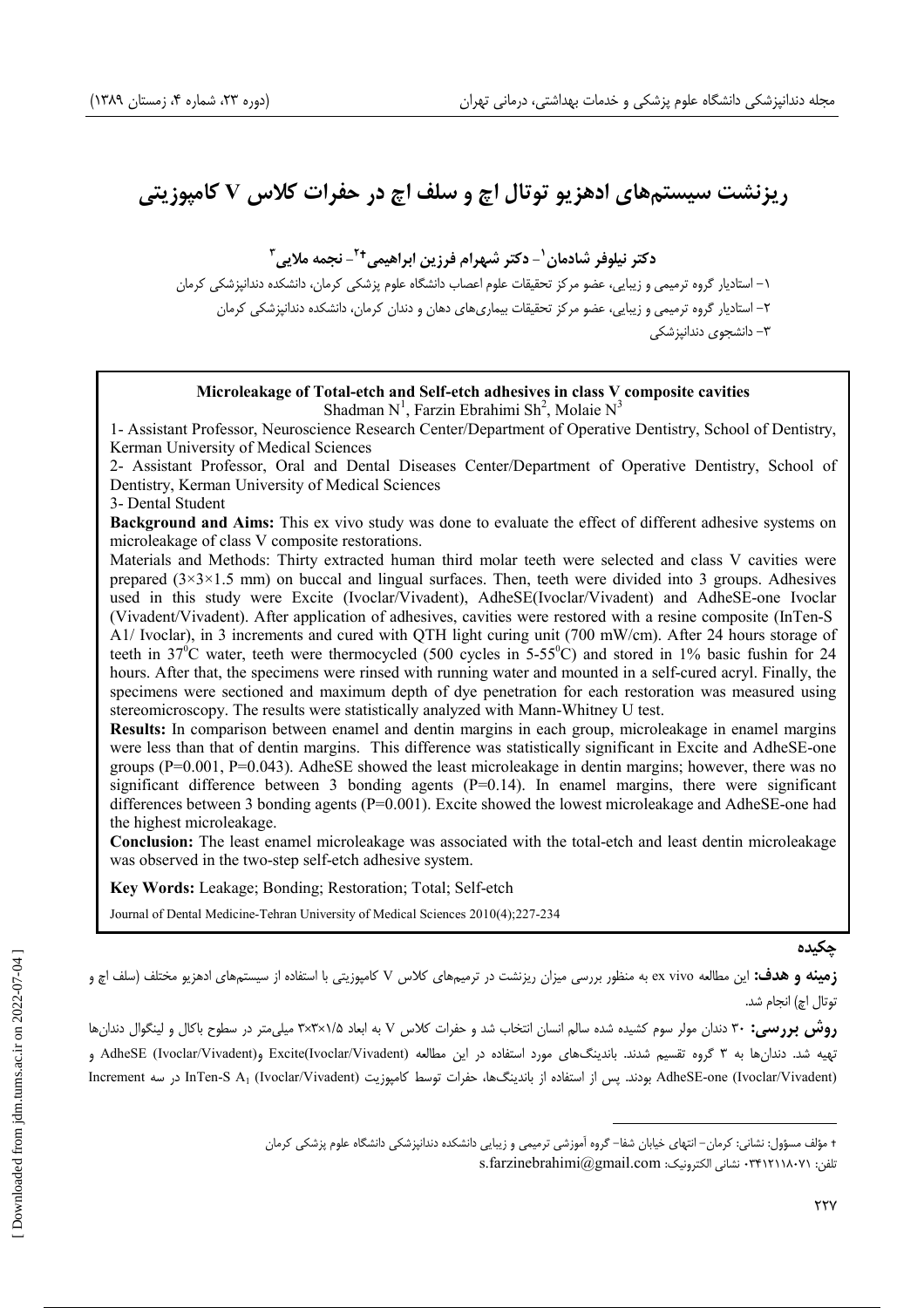# ریزنشت سیستم‌های ادهزیو توتال اچ و سلف اچ در حفرات کلاس V کامپوزیتی

**دکتر نیلوفر شادمان[1] - دکتر شهرام فرزین ابراهیمی[2†] - نجمه ملایی[3]**

۱- استادیار گروه ترمیمی و زیبایی، عضو مرکز تحقیقات علوم اعصاب دانشگاه علوم پزشکی کرمان، دانشکده دندانپزشکی کرمان

۲- استادیار گروه ترمیمی و زیبایی، عضو مرکز تحقیقات بیماری‌های دهان و دندان کرمان، دانشکده دندانپزشکی کرمان

۳- دانشجوی دندانپزشکی

**Microleakage of Total-etch and Self-etch adhesives in class V composite cavities**

Shadman N[1], Farzin Ebrahimi Sh[2], Molaie N[3]

1- Assistant Professor, Neuroscience Research Center/Department of Operative Dentistry, School of Dentistry, Kerman University of Medical Sciences

2- Assistant Professor, Oral and Dental Diseases Center/Department of Operative Dentistry, School of Dentistry, Kerman University of Medical Sciences

3- Dental Student

**Background and Aims:** This ex vivo study was done to evaluate the effect of different adhesive systems on microleakage of class V composite restorations.

Materials and Methods: Thirty extracted human third molar teeth were selected and class V cavities were prepared (3×3×1.5 mm) on buccal and lingual surfaces. Then, teeth were divided into 3 groups. Adhesives used in this study were Excite (Ivoclar/Vivadent), AdheSE(Ivoclar/Vivadent) and AdheSE-one Ivoclar (Vivadent/Vivadent). After application of adhesives, cavities were restored with a resine composite (InTen-S A1/ Ivoclar), in 3 increments and cured with QTH light curing unit (700 mW/cm). After 24 hours storage of teeth in $37^0$C water, teeth were thermocycled (500 cycles in 5-$55^0$C) and stored in 1% basic fushin for 24 hours. After that, the specimens were rinsed with running water and mounted in a self-cured acryl. Finally, the specimens were sectioned and maximum depth of dye penetration for each restoration was measured using stereomicroscopy. The results were statistically analyzed with Mann-Whitney U test.

**Results:** In comparison between enamel and dentin margins in each group, microleakage in enamel margins were less than that of dentin margins. This difference was statistically significant in Excite and AdheSE-one groups (P=0.001, P=0.043). AdheSE showed the least microleakage in dentin margins; however, there was no significant difference between 3 bonding agents (P=0.14). In enamel margins, there were significant differences between 3 bonding agents (P=0.001). Excite showed the lowest microleakage and AdheSE-one had the highest microleakage.

**Conclusion:** The least enamel microleakage was associated with the total-etch and least dentin microleakage was observed in the two-step self-etch adhesive system.

**Key Words:** Leakage; Bonding; Restoration; Total; Self-etch

Journal of Dental Medicine-Tehran University of Medical Sciences 2010(4);227-234

## چکیده

**زمینه و هدف:** این مطالعه ex vivo به منظور بررسی میزان ریزنشت در ترمیم‌های کلاس V کامپوزیتی با استفاده از سیستم‌های ادهزیو مختلف (سلف اچ و توتال اچ) انجام شد.

**روش بررسی:** ۳۰ دندان مولر سوم کشیده شده سالم انسان انتخاب شد و حفرات کلاس V به ابعاد ۱/۵×۳×۳ میلی‌متر در سطوح باکال و لینگوال دندان‌ها تهیه شد. دندان‌ها به ۳ گروه تقسیم شدند. باندینگ‌های مورد استفاده در این مطالعه Excite(Ivoclar/Vivadent)، AdheSE (Ivoclar/Vivadent) و AdheSE-one (Ivoclar/Vivadent) بودند. پس از استفاده از باندینگ‌ها، حفرات توسط کامپوزیت InTen-S $A_1$ (Ivoclar/Vivadent) در سه Increment

---

† مؤلف مسؤول: نشانی: کرمان- انتهای خیابان شفا- گروه آموزشی ترمیمی و زیبایی دانشکده دندانپزشکی دانشگاه علوم پزشکی کرمان
تلفن: ۰۳۴۱۲۱۱۸۰۷۱ نشانی الکترونیک: s.farzinebrahimi@gmail.com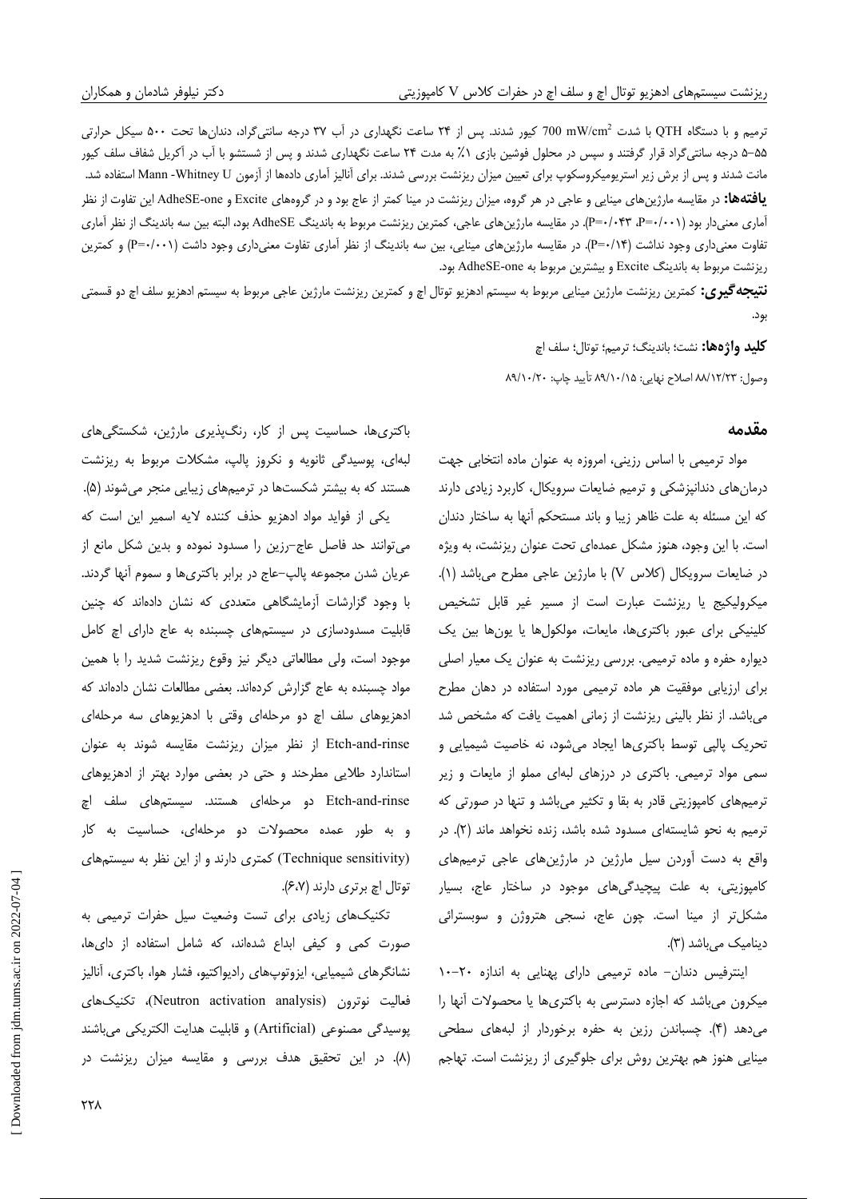ترمیم و با دستگاه QTH با شدت 700 $mW/cm^2$ کیور شدند. پس از ۲۴ ساعت نگهداری در آب ۳۷ درجه سانتی‌گراد، دندان‌ها تحت ۵۰۰ سیکل حرارتی ۵۵-۵ درجه سانتی‌گراد قرار گرفتند و سپس در محلول فوشین بازی ۱٪ به مدت ۲۴ ساعت نگهداری شدند و پس از شستشو با آب در آکریل شفاف سلف کیور مانت شدند و پس از برش زیر استریومیکروسکوپ برای تعیین میزان ریزنشت بررسی شدند. برای آنالیز آماری داده‌ها از آزمون Mann -Whitney U استفاده شد.

**یافته‌ها:** در مقایسه مارژین‌های مینایی و عاجی در هر گروه، میزان ریزنشت در مینا کمتر از عاج بود و در گروه‌های Excite و AdheSE-one این تفاوت از نظر آماری معنی‌دار بود (P=۰/۰۰۱، P=۰/۰۴۳). در مقایسه مارژین‌های عاجی، کمترین ریزنشت مربوط به باندینگ AdheSE بود، البته بین سه باندینگ از نظر آماری تفاوت معنی‌داری وجود نداشت (P=۰/۱۴). در مقایسه مارژین‌های مینایی، بین سه باندینگ از نظر آماری تفاوت معنی‌داری وجود داشت (P=۰/۰۰۱) و کمترین ریزنشت مربوط به باندینگ Excite و بیشترین مربوط به AdheSE-one بود.

**نتیجه‌گیری:** کمترین ریزنشت مارژین مینایی مربوط به سیستم ادهزیو توتال اچ و کمترین ریزنشت مارژین عاجی مربوط به سیستم ادهزیو سلف اچ دو قسمتی بود.

**کلید واژه‌ها:** نشت؛ باندینگ؛ ترمیم؛ توتال؛ سلف اچ

وصول: ۸۸/۱۲/۲۳ اصلاح نهایی: ۸۹/۱۰/۱۵ تأیید چاپ: ۸۹/۱۰/۲۰

## مقدمه

مواد ترمیمی با اساس رزینی، امروزه به عنوان ماده انتخابی جهت درمان‌های دندانپزشکی و ترمیم ضایعات سرویکال، کاربرد زیادی دارند که این مسئله به علت ظاهر زیبا و باند مستحکم آنها به ساختار دندان است. با این وجود، هنوز مشکل عمده‌ای تحت عنوان ریزنشت، به ویژه در ضایعات سرویکال (کلاس V) با مارژین عاجی مطرح می‌باشد (۱). میکرولیکیج یا ریزنشت عبارت است از مسیر غیر قابل تشخیص کلینیکی برای عبور باکتری‌ها، مایعات، مولکول‌ها یا یون‌ها بین یک دیواره حفره و ماده ترمیمی. بررسی ریزنشت به عنوان یک معیار اصلی برای ارزیابی موفقیت هر ماده ترمیمی مورد استفاده در دهان مطرح می‌باشد. از نظر بالینی ریزنشت از زمانی اهمیت یافت که مشخص شد تحریک پالپی توسط باکتری‌ها ایجاد می‌شود، نه خاصیت شیمیایی و سمی مواد ترمیمی. باکتری در درزهای لبه‌ای مملو از مایعات و زیر ترمیم‌های کامپوزیتی قادر به بقا و تکثیر می‌باشد و تنها در صورتی که ترمیم به نحو شایسته‌ای مسدود شده باشد، زنده نخواهد ماند (۲). در واقع به دست آوردن سیل مارژین در مارژین‌های عاجی ترمیم‌های کامپوزیتی، به علت پیچیدگی‌های موجود در ساختار عاج، بسیار مشکل‌تر از مینا است. چون عاج، نسجی هتروژن و سوبسترائی دینامیک می‌باشد (۳).

اینترفیس دندان- ماده ترمیمی دارای پهنایی به اندازه ۲۰-۱۰ میکرون می‌باشد که اجازه دسترسی به باکتری‌ها یا محصولات آنها را می‌دهد (۴). چسباندن رزین به حفره برخوردار از لبه‌های سطحی مینایی هنوز هم بهترین روش برای جلوگیری از ریزنشت است. تهاجم باکتری‌ها، حساسیت پس از کار، رنگ‌پذیری مارژین، شکستگی‌های لبه‌ای، پوسیدگی ثانویه و نکروز پالپ، مشکلات مربوط به ریزنشت هستند که به بیشتر شکست‌ها در ترمیم‌های زیبایی منجر می‌شوند (۵).

یکی از فواید مواد ادهزیو حذف کننده لایه اسمیر این است که می‌توانند حد فاصل عاج-رزین را مسدود نموده و بدین شکل مانع از عریان شدن مجموعه پالپ-عاج در برابر باکتری‌ها و سموم آنها گردند. با وجود گزارشات آزمایشگاهی متعددی که نشان داده‌اند که چنین قابلیت مسدودسازی در سیستم‌های چسبنده به عاج دارای اچ کامل موجود است، ولی مطالعاتی دیگر نیز وقوع ریزنشت شدید را با همین مواد چسبنده به عاج گزارش کرده‌اند. بعضی مطالعات نشان داده‌اند که ادهزیوهای سلف اچ دو مرحله‌ای وقتی با ادهزیوهای سه مرحله‌ای Etch-and-rinse از نظر میزان ریزنشت مقایسه شوند به عنوان استاندارد طلایی مطرحند و حتی در بعضی موارد بهتر از ادهزیوهای Etch-and-rinse دو مرحله‌ای هستند. سیستم‌های سلف اچ و به طور عمده محصولات دو مرحله‌ای، حساسیت به کار (Technique sensitivity) کمتری دارند و از این نظر به سیستم‌های توتال اچ برتری دارند (۶،۷).

تکنیک‌های زیادی برای تست وضعیت سیل حفرات ترمیمی به صورت کمی و کیفی ابداع شده‌اند، که شامل استفاده از دای‌ها، نشانگرهای شیمیایی، ایزوتوپ‌های رادیواکتیو، فشار هوا، باکتری، آنالیز فعالیت نوترون (Neutron activation analysis)، تکنیک‌های پوسیدگی مصنوعی (Artificial) و قابلیت هدایت الکتریکی می‌باشند (۸). در این تحقیق هدف بررسی و مقایسه میزان ریزنشت در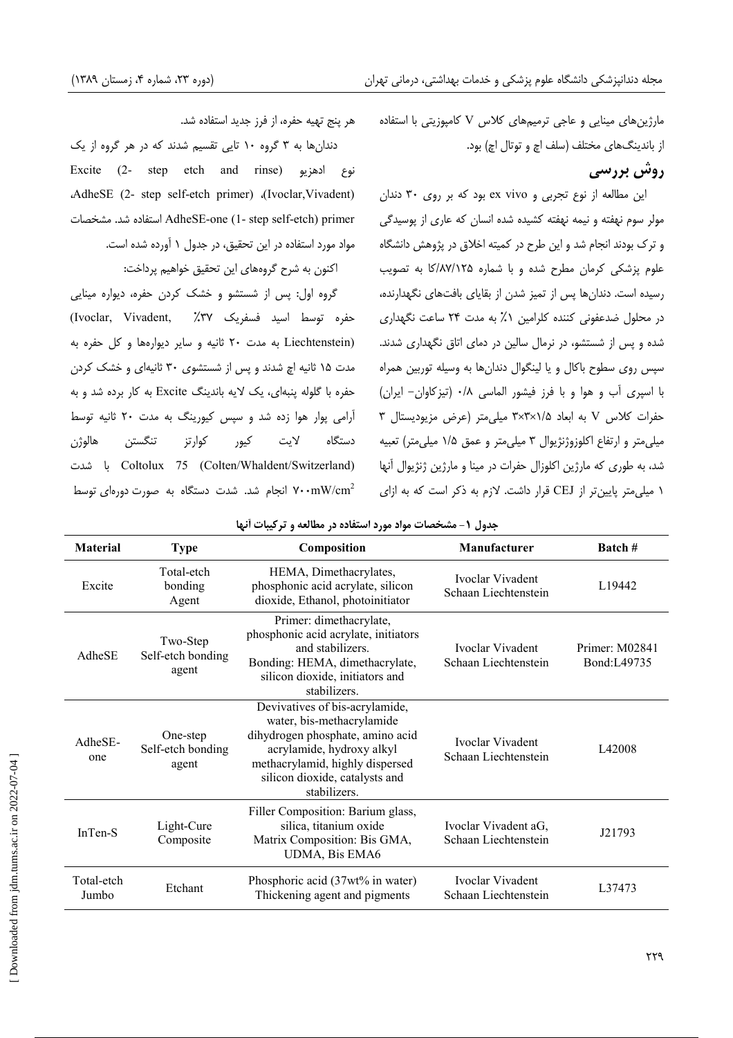مارژین‌های مینایی و عاجی ترمیم‌های کلاس V کامپوزیتی با استفاده از باندینگ‌های مختلف (سلف اچ و توتال اچ) بود.

## روش بررسی

این مطالعه از نوع تجربی و ex vivo بود که بر روی ۳۰ دندان مولر سوم نهفته و نیمه نهفته کشیده شده انسان که عاری از پوسیدگی و ترک بودند انجام شد و این طرح در کمیته اخلاق در پژوهش دانشگاه علوم پزشکی کرمان مطرح شده و با شماره ۸۷/۱۲۵/کا به تصویب رسیده است. دندان‌ها پس از تمیز شدن از بقایای بافت‌های نگهدارنده، در محلول ضدعفونی کننده کلرامین ۱٪ به مدت ۲۴ ساعت نگهداری شده و پس از شستشو، در نرمال سالین در دمای اتاق نگهداری شدند. سپس روی سطوح باکال و یا لینگوال دندان‌ها به وسیله توربین همراه با اسپری آب و هوا و با فرز فیشور الماسی ۰/۸ (تیزکاوان- ایران) حفرات کلاس V به ابعاد ۱/۵×۳×۳ میلی‌متر (عرض مزیودیستال ۳ میلی‌متر و ارتفاع اکلوزوژنژیوال ۳ میلی‌متر و عمق ۱/۵ میلی‌متر) تعبیه شد، به طوری که مارژین اکلوزال حفرات در مینا و مارژین ژنژیوال آنها ۱ میلی‌متر پایین‌تر از CEJ قرار داشت. لازم به ذکر است که به ازای هر پنج تهیه حفره، از فرز جدید استفاده شد.

دندان‌ها به ۳ گروه ۱۰ تایی تقسیم شدند که در هر گروه از یک نوع ادهزیو Excite (2- step etch and rinse) (Ivoclar,Vivadent)، AdheSE (2- step self-etch primer)، AdheSE-one (1- step self-etch) primer استفاده شد. مشخصات مواد مورد استفاده در این تحقیق، در جدول ۱ آورده شده است.

اکنون به شرح گروه‌های این تحقیق خواهیم پرداخت:

گروه اول: پس از شستشو و خشک کردن حفره، دیواره مینایی حفره توسط اسید فسفریک ۳۷٪ (Ivoclar, Vivadent, Liechtenstein) به مدت ۲۰ ثانیه و سایر دیواره‌ها و کل حفره به مدت ۱۵ ثانیه اچ شدند و پس از شستشوی ۳۰ ثانیه‌ای و خشک کردن حفره با گلوله پنبه‌ای، یک لایه باندینگ Excite به کار برده شد و به آرامی پوار هوا زده شد و سپس کیورینگ به مدت ۲۰ ثانیه توسط دستگاه لایت کیور کوارتز تنگستن هالوژن Coltolux 75 (Colten/Whaldent/Switzerland) با شدت $700 mW/cm^2$ انجام شد. شدت دستگاه به صورت دوره‌ای توسط

**جدول ۱- مشخصات مواد مورد استفاده در مطالعه و ترکیبات آنها**

| Material | Type | Composition | Manufacturer | Batch # |
|---|---|---|---|---|
| Excite | Total-etch bonding Agent | HEMA, Dimethacrylates, phosphonic acid acrylate, silicon dioxide, Ethanol, photoinitiator | Ivoclar Vivadent Schaan Liechtenstein | L19442 |
| AdheSE | Two-Step Self-etch bonding agent | Primer: dimethacrylate, phosphonic acid acrylate, initiators and stabilizers. Bonding: HEMA, dimethacrylate, silicon dioxide, initiators and stabilizers. | Ivoclar Vivadent Schaan Liechtenstein | Primer: M02841 Bond:L49735 |
| AdheSE-one | One-step Self-etch bonding agent | Devivatives of bis-acrylamide, water, bis-methacrylamide dihydrogen phosphate, amino acid acrylamide, hydroxy alkyl methacrylamid, highly dispersed silicon dioxide, catalysts and stabilizers. | Ivoclar Vivadent Schaan Liechtenstein | L42008 |
| InTen-S | Light-Cure Composite | Filler Composition: Barium glass, silica, titanium oxide Matrix Composition: Bis GMA, UDMA, Bis EMA6 | Ivoclar Vivadent aG, Schaan Liechtenstein | J21793 |
| Total-etch Jumbo | Etchant | Phosphoric acid (37wt% in water) Thickening agent and pigments | Ivoclar Vivadent Schaan Liechtenstein | L37473 |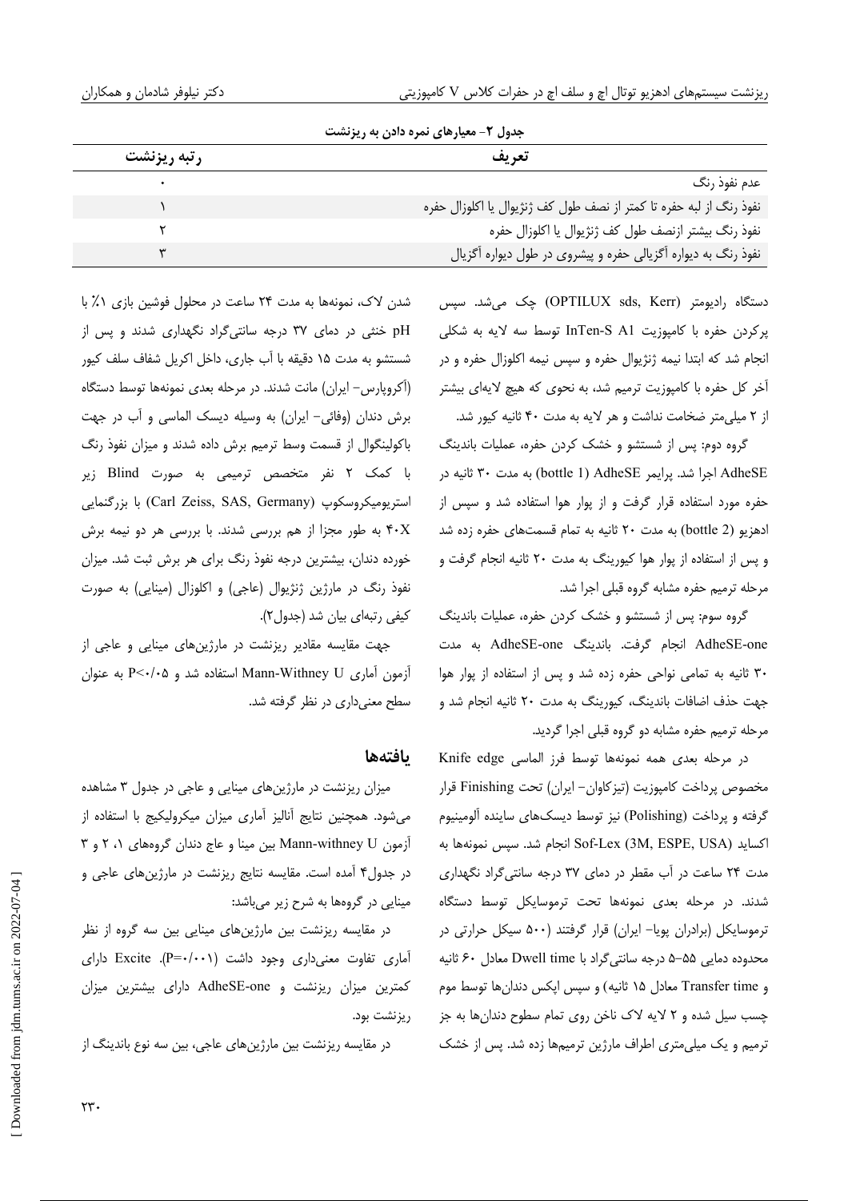جدول ۲- معیارهای نمره دادن به ریزنشت

| تعریف | رتبه ریزنشت |
| --- | --- |
| عدم نفوذ رنگ | ۰ |
| نفوذ رنگ از لبه حفره تا کمتر از نصف طول کف ژنژیوال یا اکلوزال حفره | ۱ |
| نفوذ رنگ بیشتر ازنصف طول کف ژنژیوال یا اکلوزال حفره | ۲ |
| نفوذ رنگ به دیواره آگزیالی حفره و پیشروی در طول دیواره آگزیال | ۳ |

دستگاه رادیومتر (OPTILUX sds, Kerr) چک می‌شد. سپس پرکردن حفره با کامپوزیت InTen-S A1 توسط سه لایه به شکلی انجام شد که ابتدا نیمه ژنژیوال حفره و سپس نیمه اکلوزال حفره و در آخر کل حفره با کامپوزیت ترمیم شد، به نحوی که هیچ لایه‌ای بیشتر از ۲ میلی‌متر ضخامت نداشت و هر لایه به مدت ۴۰ ثانیه کیور شد.

گروه دوم: پس از شستشو و خشک کردن حفره، عملیات باندینگ AdheSE اجرا شد. پرایمر AdheSE (bottle 1) به مدت ۳۰ ثانیه در حفره مورد استفاده قرار گرفت و از پوار هوا استفاده شد و سپس از ادهزیو (bottle 2) به مدت ۲۰ ثانیه به تمام قسمت‌های حفره زده شد و پس از استفاده از پوار هوا کیورینگ به مدت ۲۰ ثانیه انجام گرفت و مرحله ترمیم حفره مشابه گروه قبلی اجرا شد.

گروه سوم: پس از شستشو و خشک کردن حفره، عملیات باندینگ AdheSE-one انجام گرفت. باندینگ AdheSE-one به مدت ۳۰ ثانیه به تمامی نواحی حفره زده شد و پس از استفاده از پوار هوا جهت حذف اضافات باندینگ، کیورینگ به مدت ۲۰ ثانیه انجام شد و مرحله ترمیم حفره مشابه دو گروه قبلی اجرا گردید.

در مرحله بعدی همه نمونه‌ها توسط فرز الماسی Knife edge مخصوص پرداخت کامپوزیت (تیزکاوان- ایران) تحت Finishing قرار گرفته و پرداخت (Polishing) نیز توسط دیسک‌های ساینده آلومینیوم اکساید Sof-Lex (3M, ESPE, USA) انجام شد. سپس نمونه‌ها به مدت ۲۴ ساعت در آب مقطر در دمای ۳۷ درجه سانتی‌گراد نگهداری شدند. در مرحله بعدی نمونه‌ها تحت ترموسایکل توسط دستگاه ترموسایکل (برادران پویا- ایران) قرار گرفتند (۵۰۰ سیکل حرارتی در محدوده دمایی ۵۵-۵ درجه سانتی‌گراد با Dwell time معادل ۶۰ ثانیه و Transfer time معادل ۱۵ ثانیه) و سپس اپکس دندان‌ها توسط موم چسب سیل شده و ۲ لایه لاک ناخن روی تمام سطوح دندان‌ها به جز ترمیم و یک میلی‌متری اطراف مارژین ترمیم‌ها زده شد. پس از خشک شدن لاک، نمونه‌ها به مدت ۲۴ ساعت در محلول فوشین بازی ۱٪ با pH خنثی در دمای ۳۷ درجه سانتی‌گراد نگهداری شدند و پس از شستشو به مدت ۱۵ دقیقه با آب جاری، داخل اکریل شفاف سلف کیور (آکروپارس- ایران) مانت شدند. در مرحله بعدی نمونه‌ها توسط دستگاه برش دندان (وفائی- ایران) به وسیله دیسک الماسی و آب در جهت باکولینگوال از قسمت وسط ترمیم برش داده شدند و میزان نفوذ رنگ با کمک ۲ نفر متخصص ترمیمی به صورت Blind زیر استریومیکروسکوپ (Carl Zeiss, SAS, Germany) با بزرگنمایی ۴۰X به طور مجزا از هم بررسی شدند. با بررسی هر دو نیمه برش خورده دندان، بیشترین درجه نفوذ رنگ برای هر برش ثبت شد. میزان نفوذ رنگ در مارژین ژنژیوال (عاجی) و اکلوزال (مینایی) به صورت کیفی رتبه‌ای بیان شد (جدول۲).

جهت مقایسه مقادیر ریزنشت در مارژین‌های مینایی و عاجی از آزمون آماری Mann-Withney U استفاده شد و $P<0.05$ به عنوان سطح معنی‌داری در نظر گرفته شد.

## یافته‌ها

میزان ریزنشت در مارژین‌های مینایی و عاجی در جدول ۳ مشاهده می‌شود. همچنین نتایج آنالیز آماری میزان میکرولیکیج با استفاده از آزمون Mann-withney U بین مینا و عاج دندان گروه‌های ۱، ۲ و ۳ در جدول۴ آمده است. مقایسه نتایج ریزنشت در مارژین‌های عاجی و مینایی در گروهها به شرح زیر می‌باشد:

در مقایسه ریزنشت بین مارژین‌های مینایی بین سه گروه از نظر آماری تفاوت معنی‌داری وجود داشت ($P=0.001$). Excite دارای کمترین میزان ریزنشت و AdheSE-one دارای بیشترین میزان ریزنشت بود.

در مقایسه ریزنشت بین مارژین‌های عاجی، بین سه نوع باندینگ از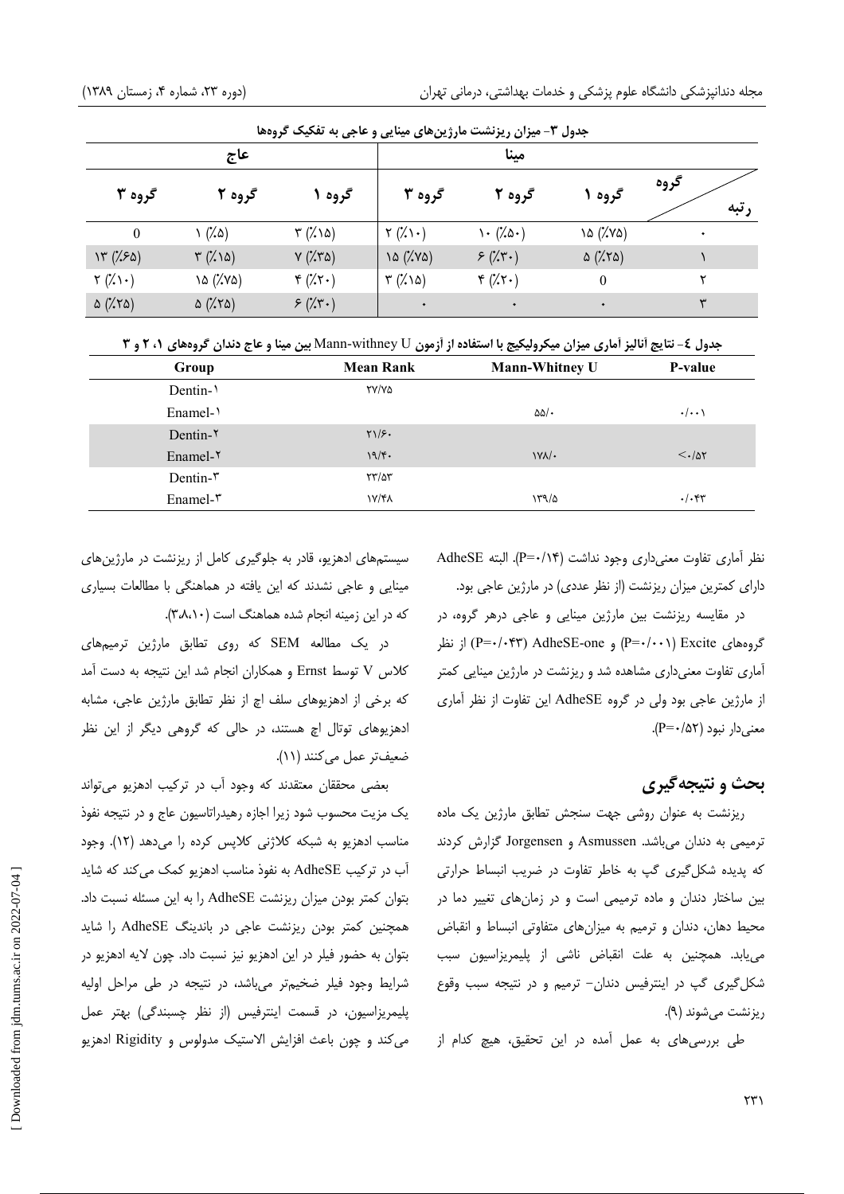جدول ۳- میزان ریزنشت مارژین‌های مینایی و عاجی به تفکیک گروه‌ها

| رتبه / گروه | مینا | | | عاج | | |
|---|---|---|---|---|---|---|
| | گروه ۱ | گروه ۲ | گروه ۳ | گروه ۱ | گروه ۲ | گروه ۳ |
| ۰ | ۱۵ (٪۷۵) | ۱۰ (٪۵۰) | ۲ (٪۱۰) | ۳ (٪۱۵) | ۱ (٪۵) | 0 |
| ۱ | ۵ (٪۲۵) | ۶ (٪۳۰) | ۱۵ (٪۷۵) | ۷ (٪۳۵) | ۳ (٪۱۵) | ۱۳ (٪۶۵) |
| ۲ | 0 | ۴ (٪۲۰) | ۳ (٪۱۵) | ۴ (٪۲۰) | ۱۵ (٪۷۵) | ۲ (٪۱۰) |
| ۳ | ۰ | ۰ | ۰ | ۶ (٪۳۰) | ۵ (٪۲۵) | ۵ (٪۲۵) |

جدول ٤- نتایج آنالیز آماری میزان میکرولیکیج با استفاده از آزمون Mann-withney U بین مینا و عاج دندان گروه‌های ۱، ۲ و ۳

| Group | Mean Rank | Mann-Whitney U | P-value |
|---|---|---|---|
| Dentin-۱ | ۲۷/۷۵ | | |
| Enamel-۱ | | ۵۵/۰ | ۰/۰۰۱ |
| Dentin-۲ | ۲۱/۶۰ | | |
| Enamel-۲ | ۱۹/۴۰ | ۱۷۸/۰ | <۰/۵۲ |
| Dentin-۳ | ۲۳/۵۳ | | |
| Enamel-۳ | ۱۷/۴۸ | ۱۳۹/۵ | ۰/۰۴۳ |

نظر آماری تفاوت معنی‌داری وجود نداشت (P=۰/۱۴). البته AdheSE دارای کمترین میزان ریزنشت (از نظر عددی) در مارژین عاجی بود.

در مقایسه ریزنشت بین مارژین مینایی و عاجی درهر گروه، در گروه‌های Excite (P=۰/۰۰۱) و AdheSE-one (P=۰/۰۴۳) از نظر آماری تفاوت معنی‌داری مشاهده شد و ریزنشت در مارژین مینایی کمتر از مارژین عاجی بود ولی در گروه AdheSE این تفاوت از نظر آماری معنی‌دار نبود (P=۰/۵۲).

## بحث و نتیجه‌گیری

ریزنشت به عنوان روشی جهت سنجش تطابق مارژین یک ماده ترمیمی به دندان می‌باشد. Asmussen و Jorgensen گزارش کردند که پدیده شکل‌گیری گپ به خاطر تفاوت در ضریب انبساط حرارتی بین ساختار دندان و ماده ترمیمی است و در زمان‌های تغییر دما در محیط دهان، دندان و ترمیم به میزان‌های متفاوتی انبساط و انقباض می‌یابد. همچنین به علت انقباض ناشی از پلیمریزاسیون سبب شکل‌گیری گپ در اینترفیس دندان- ترمیم و در نتیجه سبب وقوع ریزنشت می‌شوند (۹).

طی بررسی‌های به عمل آمده در این تحقیق، هیچ کدام از سیستم‌های ادهزیو، قادر به جلوگیری کامل از ریزنشت در مارژین‌های مینایی و عاجی نشدند که این یافته در هماهنگی با مطالعات بسیاری که در این زمینه انجام شده هماهنگ است (۳،۸،۱۰).

در یک مطالعه SEM که روی تطابق مارژین ترمیم‌های کلاس V توسط Ernst و همکاران انجام شد این نتیجه به دست آمد که برخی از ادهزیوهای سلف اچ از نظر تطابق مارژین عاجی، مشابه ادهزیوهای توتال اچ هستند، در حالی که گروهی دیگر از این نظر ضعیف‌تر عمل می‌کنند (۱۱).

بعضی محققان معتقدند که وجود آب در ترکیب ادهزیو می‌تواند یک مزیت محسوب شود زیرا اجازه رهیدراتاسیون عاج و در نتیجه نفوذ مناسب ادهزیو به شبکه کلاژنی کلاپس کرده را می‌دهد (۱۲). وجود آب در ترکیب AdheSE به نفوذ مناسب ادهزیو کمک می‌کند که شاید بتوان کمتر بودن میزان ریزنشت AdheSE را به این مسئله نسبت داد. همچنین کمتر بودن ریزنشت عاجی در باندینگ AdheSE را شاید بتوان به حضور فیلر در این ادهزیو نیز نسبت داد. چون لایه ادهزیو در شرایط وجود فیلر ضخیم‌تر می‌باشد، در نتیجه در طی مراحل اولیه پلیمریزاسیون، در قسمت اینترفیس (از نظر چسبندگی) بهتر عمل می‌کند و چون باعث افزایش الاستیک مدولوس و Rigidity ادهزیو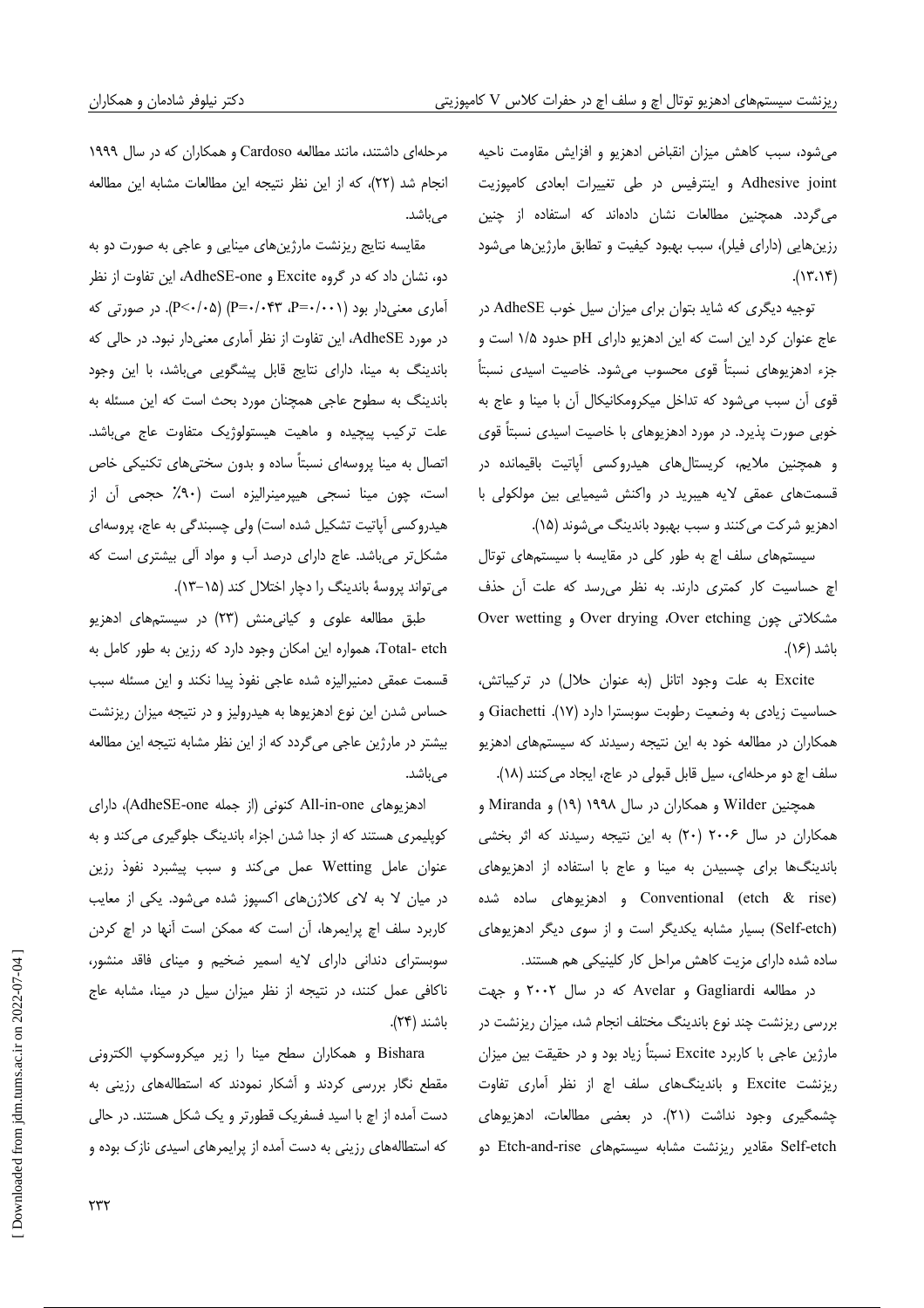می‌شود، سبب کاهش میزان انقباض ادهزیو و افزایش مقاومت ناحیه Adhesive joint و اینترفیس در طی تغییرات ابعادی کامپوزیت می‌گردد. همچنین مطالعات نشان داده‌اند که استفاده از چنین رزین‌هایی (دارای فیلر)، سبب بهبود کیفیت و تطابق مارژین‌ها می‌شود (۱۳،۱۴).

توجیه دیگری که شاید بتوان برای میزان سیل خوب AdheSE در عاج عنوان کرد این است که این ادهزیو دارای pH حدود ۱/۵ است و جزء ادهزیوهای نسبتاً قوی محسوب می‌شود. خاصیت اسیدی نسبتاً قوی آن سبب می‌شود که تداخل میکرومکانیکال آن با مینا و عاج به خوبی صورت پذیرد. در مورد ادهزیوهای با خاصیت اسیدی نسبتاً قوی و همچنین ملایم، کریستال‌های هیدروکسی آپاتیت باقیمانده در قسمت‌های عمقی لایه هیبرید در واکنش شیمیایی بین مولکولی با ادهزیو شرکت می‌کنند و سبب بهبود باندینگ می‌شوند (۱۵).

سیستم‌های سلف اچ به طور کلی در مقایسه با سیستم‌های توتال اچ حساسیت کار کمتری دارند. به نظر می‌رسد که علت آن حذف مشکلاتی چون Over drying ،Over etching و Over wetting باشد (۱۶).

Excite به علت وجود اتانل (به عنوان حلال) در ترکیباتش، حساسیت زیادی به وضعیت رطوبت سوبسترا دارد (۱۷). Giachetti و همکاران در مطالعه خود به این نتیجه رسیدند که سیستم‌های ادهزیو سلف اچ دو مرحله‌ای، سیل قابل قبولی در عاج، ایجاد می‌کنند (۱۸).

همچنین Wilder و همکاران در سال ۱۹۹۸ (۱۹) و Miranda و همکاران در سال ۲۰۰۶ (۲۰) به این نتیجه رسیدند که اثر بخشی باندینگ‌ها برای چسبیدن به مینا و عاج با استفاده از ادهزیوهای Conventional (etch & rise) و ادهزیوهای ساده شده (Self-etch) بسیار مشابه یکدیگر است و از سوی دیگر ادهزیوهای ساده شده دارای مزیت کاهش مراحل کار کلینیکی هم هستند.

در مطالعه Gagliardi و Avelar که در سال ۲۰۰۲ و جهت بررسی ریزنشت چند نوع باندینگ مختلف انجام شد، میزان ریزنشت در مارژین عاجی با کاربرد Excite نسبتاً زیاد بود و در حقیقت بین میزان ریزنشت Excite و باندینگ‌های سلف اچ از نظر آماری تفاوت چشمگیری وجود نداشت (۲۱). در بعضی مطالعات، ادهزیوهای Self-etch مقادیر ریزنشت مشابه سیستم‌های Etch-and-rise دو مرحله‌ای داشتند، مانند مطالعه Cardoso و همکاران که در سال ۱۹۹۹ انجام شد (۲۲)، که از این نظر نتیجه این مطالعات مشابه این مطالعه می‌باشد.

مقایسه نتایج ریزنشت مارژین‌های مینایی و عاجی به صورت دو به دو، نشان داد که در گروه Excite و AdheSE-one، این تفاوت از نظر آماری معنی‌دار بود (P=۰/۰۰۱ ،P=۰/۰۴۳) (P<۰/۰۵). در صورتی که در مورد AdheSE، این تفاوت از نظر آماری معنی‌دار نبود. در حالی که باندینگ به مینا، دارای نتایج قابل پیشگویی می‌باشد، با این وجود باندینگ به سطوح عاجی همچنان مورد بحث است که این مسئله به علت ترکیب پیچیده و ماهیت هیستولوژیک متفاوت عاج می‌باشد. اتصال به مینا پروسه‌ای نسبتاً ساده و بدون سختی‌های تکنیکی خاص است، چون مینا نسجی هیپرمینرالیزه است (۹۰٪ حجمی آن از هیدروکسی آپاتیت تشکیل شده است) ولی چسبندگی به عاج، پروسه‌ای مشکل‌تر می‌باشد. عاج دارای درصد آب و مواد آلی بیشتری است که می‌تواند پروسهٔ باندینگ را دچار اختلال کند (۱۵-۱۳).

طبق مطالعه علوی و کیانی‌منش (۲۳) در سیستم‌های ادهزیو Total- etch، همواره این امکان وجود دارد که رزین به طور کامل به قسمت عمقی دمنیرالیزه شده عاجی نفوذ پیدا نکند و این مسئله سبب حساس شدن این نوع ادهزیوها به هیدرولیز و در نتیجه میزان ریزنشت بیشتر در مارژین عاجی می‌گردد که از این نظر مشابه نتیجه این مطالعه می‌باشد.

ادهزیوهای All-in-one کنونی (از جمله AdheSE-one)، دارای کوپلیمری هستند که از جدا شدن اجزاء باندینگ جلوگیری می‌کند و به عنوان عامل Wetting عمل می‌کند و سبب پیشبرد نفوذ رزین در میان لا به لای کلاژن‌های اکسپوز شده می‌شود. یکی از معایب کاربرد سلف اچ پرایمرها، آن است که ممکن است آنها در اچ کردن سوبسترای دندانی دارای لایه اسمیر ضخیم و مینای فاقد منشور، ناکافی عمل کنند، در نتیجه از نظر میزان سیل در مینا، مشابه عاج باشند (۲۴).

Bishara و همکاران سطح مینا را زیر میکروسکوپ الکترونی مقطع نگار بررسی کردند و آشکار نمودند که استطاله‌های رزینی به دست آمده از اچ با اسید فسفریک قطورتر و یک شکل هستند. در حالی که استطاله‌های رزینی به دست آمده از پرایمرهای اسیدی نازک بوده و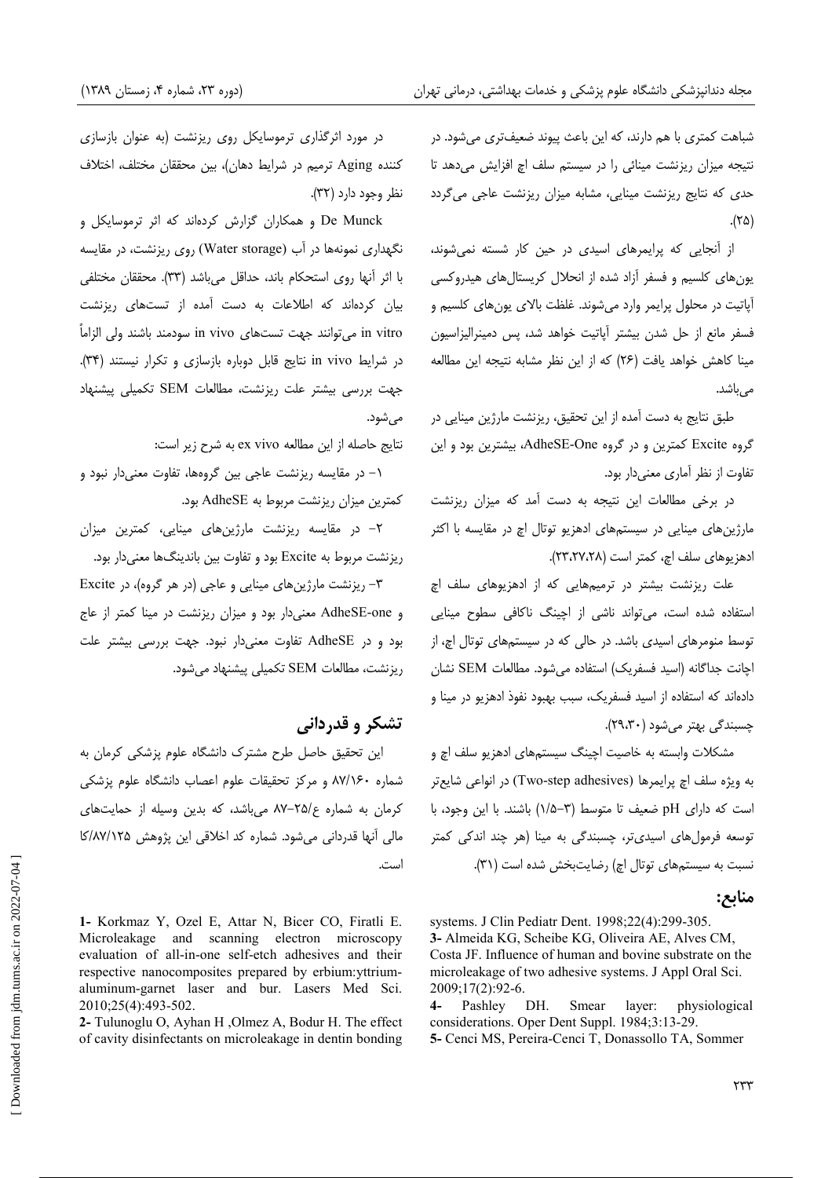شباهت کمتری با هم دارند، که این باعث پیوند ضعیف‌تری می‌شود. در نتیجه میزان ریزنشت مینائی را در سیستم سلف اچ افزایش می‌دهد تا حدی که نتایج ریزنشت مینایی، مشابه میزان ریزنشت عاجی می‌گردد (۲۵).

از آنجایی که پرایمرهای اسیدی در حین کار شسته نمی‌شوند، یون‌های کلسیم و فسفر آزاد شده از انحلال کریستال‌های هیدروکسی آپاتیت در محلول پرایمر وارد می‌شوند. غلظت بالای یون‌های کلسیم و فسفر مانع از حل شدن بیشتر آپاتیت خواهد شد، پس دمینرالیزاسیون مینا کاهش خواهد یافت (۲۶) که از این نظر مشابه نتیجه این مطالعه می‌باشد.

طبق نتایج به دست آمده از این تحقیق، ریزنشت مارژین مینایی در گروه Excite کمترین و در گروه AdheSE-One، بیشترین بود و این تفاوت از نظر آماری معنی‌دار بود.

در برخی مطالعات این نتیجه به دست آمد که میزان ریزنشت مارژین‌های مینایی در سیستم‌های ادهزیو توتال اچ در مقایسه با اکثر ادهزیوهای سلف اچ، کمتر است (۲۳،۲۷،۲۸).

علت ریزنشت بیشتر در ترمیم‌هایی که از ادهزیوهای سلف اچ استفاده شده است، می‌تواند ناشی از اچینگ ناکافی سطوح مینایی توسط منومرهای اسیدی باشد. در حالی که در سیستم‌های توتال اچ، از اچانت جداگانه (اسید فسفریک) استفاده می‌شود. مطالعات SEM نشان داده‌اند که استفاده از اسید فسفریک، سبب بهبود نفوذ ادهزیو در مینا و چسبندگی بهتر می‌شود (۲۹،۳۰).

مشکلات وابسته به خاصیت اچینگ سیستم‌های ادهزیو سلف اچ و به ویژه سلف اچ پرایمرها (Two-step adhesives) در انواعی شایع‌تر است که دارای pH ضعیف تا متوسط (۳-۱/۵) باشند. با این وجود، با توسعه فرمول‌های اسیدی‌تر، چسبندگی به مینا (هر چند اندکی کمتر نسبت به سیستم‌های توتال اچ) رضایت‌بخش شده است (۳۱).

در مورد اثرگذاری ترموسایکل روی ریزنشت (به عنوان بازسازی کننده Aging ترمیم در شرایط دهان)، بین محققان مختلف، اختلاف نظر وجود دارد (۳۲).

De Munck و همکاران گزارش کرده‌اند که اثر ترموسایکل و نگهداری نمونه‌ها در آب (Water storage) روی ریزنشت، در مقایسه با اثر آنها روی استحکام باند، حداقل می‌باشد (۳۳). محققان مختلفی بیان کرده‌اند که اطلاعات به دست آمده از تست‌های ریزنشت in vitro می‌توانند جهت تست‌های in vivo سودمند باشند ولی الزاماً در شرایط in vivo نتایج قابل دوباره بازسازی و تکرار نیستند (۳۴). جهت بررسی بیشتر علت ریزنشت، مطالعات SEM تکمیلی پیشنهاد می‌شود.

نتایج حاصله از این مطالعه ex vivo به شرح زیر است:

۱- در مقایسه ریزنشت عاجی بین گروه‌ها، تفاوت معنی‌دار نبود و کمترین میزان ریزنشت مربوط به AdheSE بود.

۲- در مقایسه ریزنشت مارژین‌های مینایی، کمترین میزان ریزنشت مربوط به Excite بود و تفاوت بین باندینگ‌ها معنی‌دار بود.

۳- ریزنشت مارژین‌های مینایی و عاجی (در هر گروه)، در Excite و AdheSE-one معنی‌دار بود و میزان ریزنشت در مینا کمتر از عاج بود و در AdheSE تفاوت معنی‌دار نبود. جهت بررسی بیشتر علت ریزنشت، مطالعات SEM تکمیلی پیشنهاد می‌شود.

## تشکر و قدردانی

این تحقیق حاصل طرح مشترک دانشگاه علوم پزشکی کرمان به شماره ۸۷/۱۶۰ و مرکز تحقیقات علوم اعصاب دانشگاه علوم پزشکی کرمان به شماره ع/۲۵-۸۷ می‌باشد، که بدین وسیله از حمایت‌های مالی آنها قدردانی می‌شود. شماره کد اخلاقی این پژوهش ۸۷/۱۲۵/کا است.

## منابع:

1- Korkmaz Y, Ozel E, Attar N, Bicer CO, Firatli E. Microleakage and scanning electron microscopy evaluation of all-in-one self-etch adhesives and their respective nanocomposites prepared by erbium:yttrium-aluminum-garnet laser and bur. Lasers Med Sci. 2010;25(4):493-502.

2- Tulunoglu O, Ayhan H ,Olmez A, Bodur H. The effect of cavity disinfectants on microleakage in dentin bonding systems. J Clin Pediatr Dent. 1998;22(4):299-305.

3- Almeida KG, Scheibe KG, Oliveira AE, Alves CM, Costa JF. Influence of human and bovine substrate on the microleakage of two adhesive systems. J Appl Oral Sci. 2009;17(2):92-6.

4- Pashley DH. Smear layer: physiological considerations. Oper Dent Suppl. 1984;3:13-29.

5- Cenci MS, Pereira-Cenci T, Donassollo TA, Sommer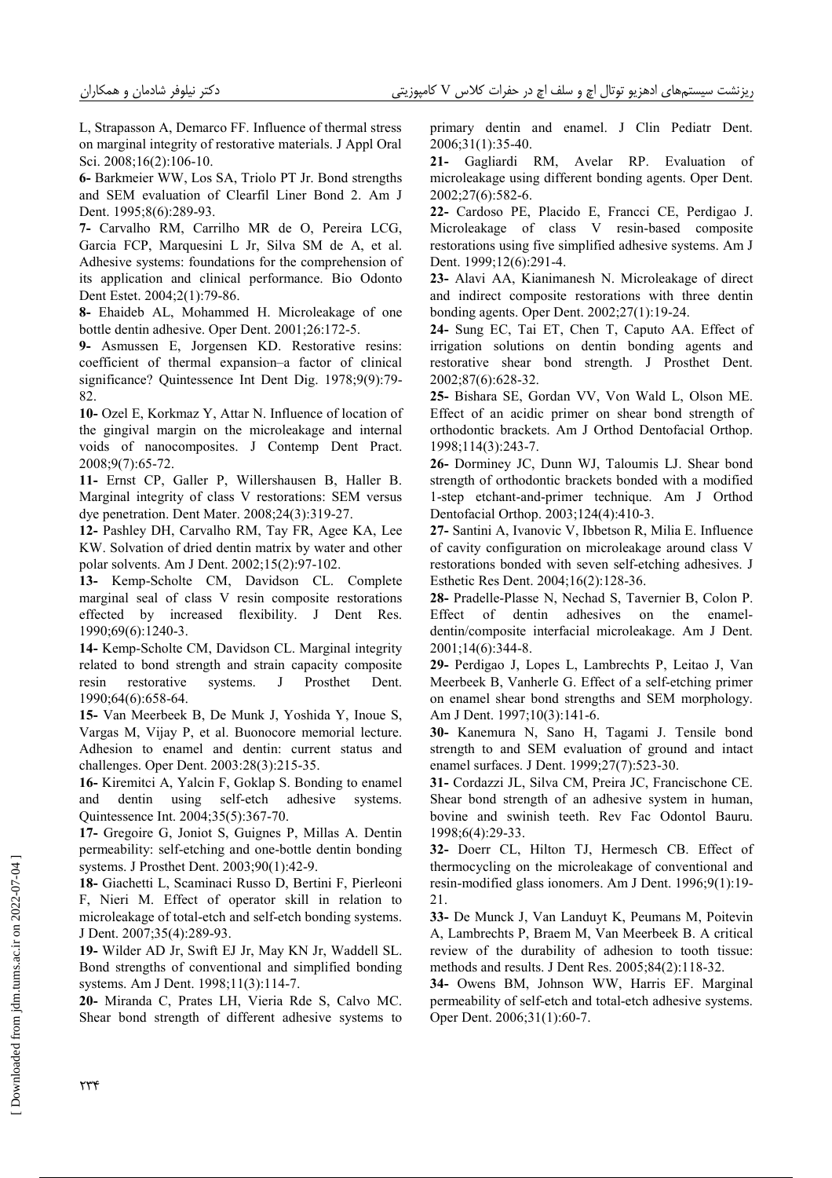L, Strapasson A, Demarco FF. Influence of thermal stress on marginal integrity of restorative materials. J Appl Oral Sci. 2008;16(2):106-10.

**6-** Barkmeier WW, Los SA, Triolo PT Jr. Bond strengths and SEM evaluation of Clearfil Liner Bond 2. Am J Dent. 1995;8(6):289-93.

**7-** Carvalho RM, Carrilho MR de O, Pereira LCG, Garcia FCP, Marquesini L Jr, Silva SM de A, et al. Adhesive systems: foundations for the comprehension of its application and clinical performance. Bio Odonto Dent Estet. 2004;2(1):79-86.

**8-** Ehaideb AL, Mohammed H. Microleakage of one bottle dentin adhesive. Oper Dent. 2001;26:172-5.

**9-** Asmussen E, Jorgensen KD. Restorative resins: coefficient of thermal expansion–a factor of clinical significance? Quintessence Int Dent Dig. 1978;9(9):79-82.

**10-** Ozel E, Korkmaz Y, Attar N. Influence of location of the gingival margin on the microleakage and internal voids of nanocomposites. J Contemp Dent Pract. 2008;9(7):65-72.

**11-** Ernst CP, Galler P, Willershausen B, Haller B. Marginal integrity of class V restorations: SEM versus dye penetration. Dent Mater. 2008;24(3):319-27.

**12-** Pashley DH, Carvalho RM, Tay FR, Agee KA, Lee KW. Solvation of dried dentin matrix by water and other polar solvents. Am J Dent. 2002;15(2):97-102.

**13-** Kemp-Scholte CM, Davidson CL. Complete marginal seal of class V resin composite restorations effected by increased flexibility. J Dent Res. 1990;69(6):1240-3.

**14-** Kemp-Scholte CM, Davidson CL. Marginal integrity related to bond strength and strain capacity composite resin restorative systems. J Prosthet Dent. 1990;64(6):658-64.

**15-** Van Meerbeek B, De Munk J, Yoshida Y, Inoue S, Vargas M, Vijay P, et al. Buonocore memorial lecture. Adhesion to enamel and dentin: current status and challenges. Oper Dent. 2003:28(3):215-35.

**16-** Kiremitci A, Yalcin F, Goklap S. Bonding to enamel and dentin using self-etch adhesive systems. Quintessence Int. 2004;35(5):367-70.

**17-** Gregoire G, Joniot S, Guignes P, Millas A. Dentin permeability: self-etching and one-bottle dentin bonding systems. J Prosthet Dent. 2003;90(1):42-9.

**18-** Giachetti L, Scaminaci Russo D, Bertini F, Pierleoni F, Nieri M. Effect of operator skill in relation to microleakage of total-etch and self-etch bonding systems. J Dent. 2007;35(4):289-93.

**19-** Wilder AD Jr, Swift EJ Jr, May KN Jr, Waddell SL. Bond strengths of conventional and simplified bonding systems. Am J Dent. 1998;11(3):114-7.

**20-** Miranda C, Prates LH, Vieria Rde S, Calvo MC. Shear bond strength of different adhesive systems to primary dentin and enamel. J Clin Pediatr Dent. 2006;31(1):35-40.

**21-** Gagliardi RM, Avelar RP. Evaluation of microleakage using different bonding agents. Oper Dent. 2002;27(6):582-6.

**22-** Cardoso PE, Placido E, Francci CE, Perdigao J. Microleakage of class V resin-based composite restorations using five simplified adhesive systems. Am J Dent. 1999;12(6):291-4.

**23-** Alavi AA, Kianimanesh N. Microleakage of direct and indirect composite restorations with three dentin bonding agents. Oper Dent. 2002;27(1):19-24.

**24-** Sung EC, Tai ET, Chen T, Caputo AA. Effect of irrigation solutions on dentin bonding agents and restorative shear bond strength. J Prosthet Dent. 2002;87(6):628-32.

**25-** Bishara SE, Gordan VV, Von Wald L, Olson ME. Effect of an acidic primer on shear bond strength of orthodontic brackets. Am J Orthod Dentofacial Orthop. 1998;114(3):243-7.

**26-** Dorminey JC, Dunn WJ, Taloumis LJ. Shear bond strength of orthodontic brackets bonded with a modified 1-step etchant-and-primer technique. Am J Orthod Dentofacial Orthop. 2003;124(4):410-3.

**27-** Santini A, Ivanovic V, Ibbetson R, Milia E. Influence of cavity configuration on microleakage around class V restorations bonded with seven self-etching adhesives. J Esthetic Res Dent. 2004;16(2):128-36.

**28-** Pradelle-Plasse N, Nechad S, Tavernier B, Colon P. Effect of dentin adhesives on the enamel-dentin/composite interfacial microleakage. Am J Dent. 2001;14(6):344-8.

**29-** Perdigao J, Lopes L, Lambrechts P, Leitao J, Van Meerbeek B, Vanherle G. Effect of a self-etching primer on enamel shear bond strengths and SEM morphology. Am J Dent. 1997;10(3):141-6.

**30-** Kanemura N, Sano H, Tagami J. Tensile bond strength to and SEM evaluation of ground and intact enamel surfaces. J Dent. 1999;27(7):523-30.

**31-** Cordazzi JL, Silva CM, Preira JC, Francischone CE. Shear bond strength of an adhesive system in human, bovine and swinish teeth. Rev Fac Odontol Bauru. 1998;6(4):29-33.

**32-** Doerr CL, Hilton TJ, Hermesch CB. Effect of thermocycling on the microleakage of conventional and resin-modified glass ionomers. Am J Dent. 1996;9(1):19-21.

**33-** De Munck J, Van Landuyt K, Peumans M, Poitevin A, Lambrechts P, Braem M, Van Meerbeek B. A critical review of the durability of adhesion to tooth tissue: methods and results. J Dent Res. 2005;84(2):118-32.

**34-** Owens BM, Johnson WW, Harris EF. Marginal permeability of self-etch and total-etch adhesive systems. Oper Dent. 2006;31(1):60-7.